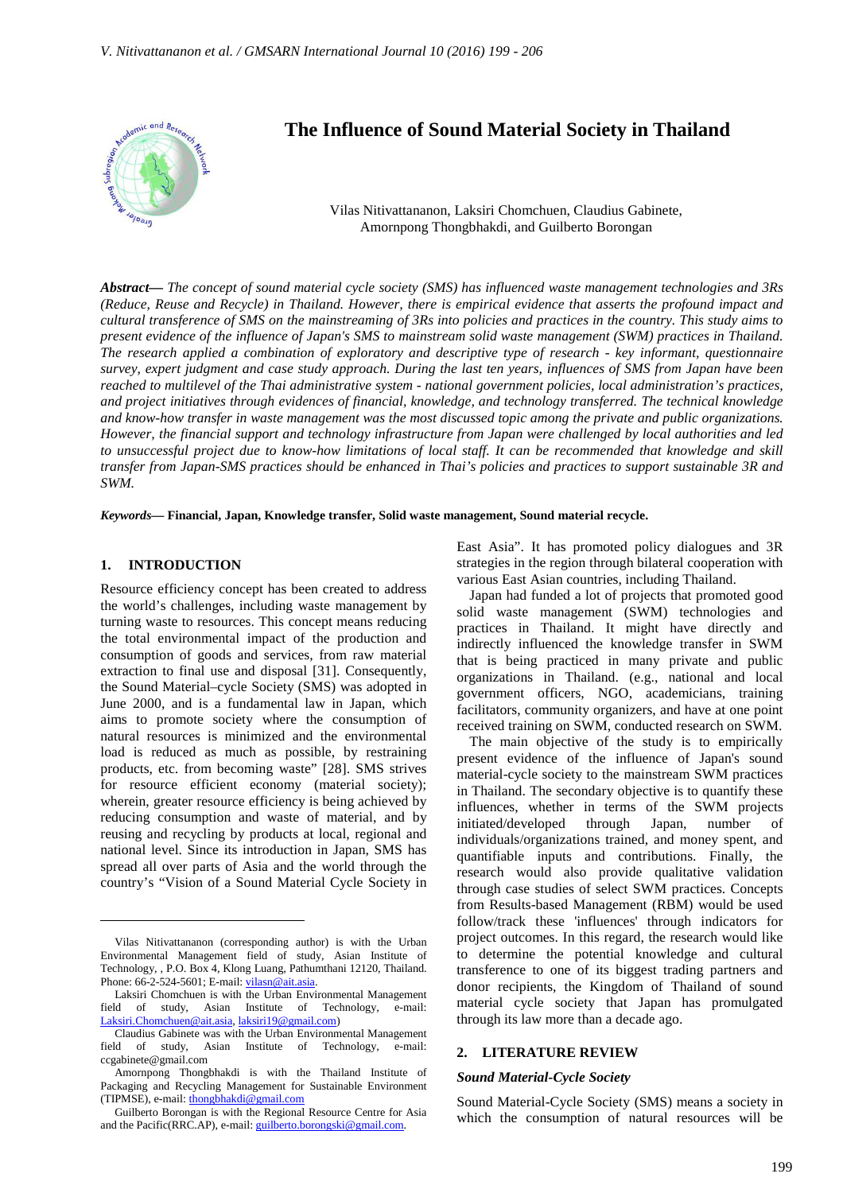# The Influence of Sound Material Society in Thailand

Vilas Nitivattananon, Laksiri Chomchuen, Claudius Gabinete, Amornpong Thongbhakdi, and Guilberto Borongan

***Abstract*— *The concept of sound material cycle society (SMS) has influenced waste management technologies and 3Rs (Reduce, Reuse and Recycle) in Thailand. However, there is empirical evidence that asserts the profound impact and cultural transference of SMS on the mainstreaming of 3Rs into policies and practices in the country. This study aims to present evidence of the influence of Japan's SMS to mainstream solid waste management (SWM) practices in Thailand. The research applied a combination of exploratory and descriptive type of research - key informant, questionnaire survey, expert judgment and case study approach. During the last ten years, influences of SMS from Japan have been reached to multilevel of the Thai administrative system - national government policies, local administration's practices, and project initiatives through evidences of financial, knowledge, and technology transferred. The technical knowledge and know-how transfer in waste management was the most discussed topic among the private and public organizations. However, the financial support and technology infrastructure from Japan were challenged by local authorities and led to unsuccessful project due to know-how limitations of local staff. It can be recommended that knowledge and skill transfer from Japan-SMS practices should be enhanced in Thai's policies and practices to support sustainable 3R and SWM.***

***Keywords*— Financial, Japan, Knowledge transfer, Solid waste management, Sound material recycle.**

## 1. INTRODUCTION

Resource efficiency concept has been created to address the world's challenges, including waste management by turning waste to resources. This concept means reducing the total environmental impact of the production and consumption of goods and services, from raw material extraction to final use and disposal [31]. Consequently, the Sound Material–cycle Society (SMS) was adopted in June 2000, and is a fundamental law in Japan, which aims to promote society where the consumption of natural resources is minimized and the environmental load is reduced as much as possible, by restraining products, etc. from becoming waste" [28]. SMS strives for resource efficient economy (material society); wherein, greater resource efficiency is being achieved by reducing consumption and waste of material, and by reusing and recycling by products at local, regional and national level. Since its introduction in Japan, SMS has spread all over parts of Asia and the world through the country's "Vision of a Sound Material Cycle Society in East Asia". It has promoted policy dialogues and 3R strategies in the region through bilateral cooperation with various East Asian countries, including Thailand.

Japan had funded a lot of projects that promoted good solid waste management (SWM) technologies and practices in Thailand. It might have directly and indirectly influenced the knowledge transfer in SWM that is being practiced in many private and public organizations in Thailand. (e.g., national and local government officers, NGO, academicians, training facilitators, community organizers, and have at one point received training on SWM, conducted research on SWM.

The main objective of the study is to empirically present evidence of the influence of Japan's sound material-cycle society to the mainstream SWM practices in Thailand. The secondary objective is to quantify these influences, whether in terms of the SWM projects initiated/developed through Japan, number of individuals/organizations trained, and money spent, and quantifiable inputs and contributions. Finally, the research would also provide qualitative validation through case studies of select SWM practices. Concepts from Results-based Management (RBM) would be used follow/track these 'influences' through indicators for project outcomes. In this regard, the research would like to determine the potential knowledge and cultural transference to one of its biggest trading partners and donor recipients, the Kingdom of Thailand of sound material cycle society that Japan has promulgated through its law more than a decade ago.

## 2. LITERATURE REVIEW

### *Sound Material-Cycle Society*

Sound Material-Cycle Society (SMS) means a society in which the consumption of natural resources will be

---

Vilas Nitivattananon (corresponding author) is with the Urban Environmental Management field of study, Asian Institute of Technology, , P.O. Box 4, Klong Luang, Pathumthani 12120, Thailand. Phone: 66-2-524-5601; E-mail: vilasn@ait.asia.

Laksiri Chomchuen is with the Urban Environmental Management field of study, Asian Institute of Technology, e-mail: Laksiri.Chomchuen@ait.asia, laksiri19@gmail.com)

Claudius Gabinete was with the Urban Environmental Management field of study, Asian Institute of Technology, e-mail: ccgabinete@gmail.com

Amornpong Thongbhakdi is with the Thailand Institute of Packaging and Recycling Management for Sustainable Environment (TIPMSE), e-mail: thongbhakdi@gmail.com

Guilberto Borongan is with the Regional Resource Centre for Asia and the Pacific(RRC.AP), e-mail: guilberto.borongski@gmail.com.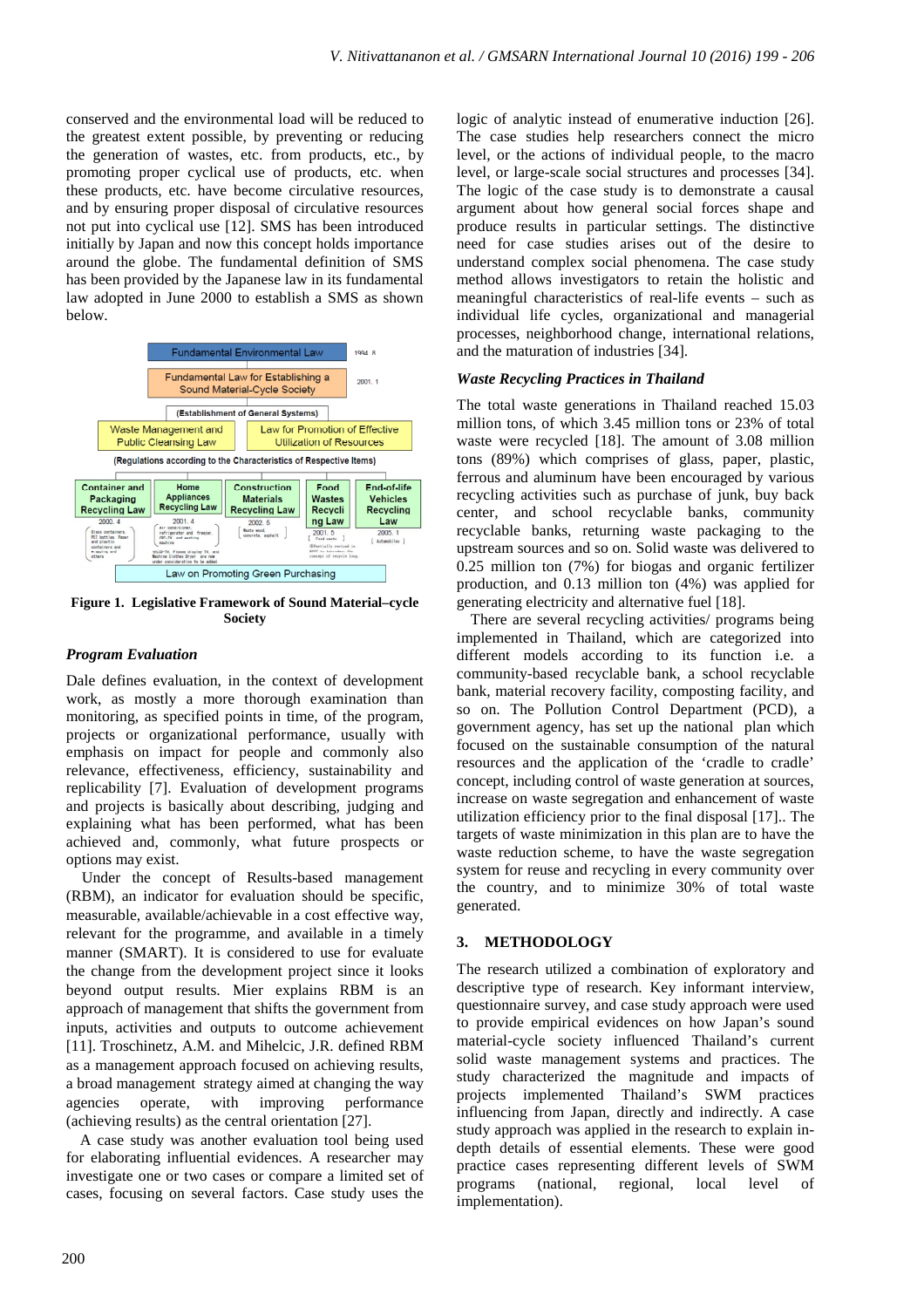conserved and the environmental load will be reduced to the greatest extent possible, by preventing or reducing the generation of wastes, etc. from products, etc., by promoting proper cyclical use of products, etc. when these products, etc. have become circulative resources, and by ensuring proper disposal of circulative resources not put into cyclical use [12]. SMS has been introduced initially by Japan and now this concept holds importance around the globe. The fundamental definition of SMS has been provided by the Japanese law in its fundamental law adopted in June 2000 to establish a SMS as shown below.

Figure 1. Legislative Framework of Sound Material–cycle Society

### Program Evaluation

Dale defines evaluation, in the context of development work, as mostly a more thorough examination than monitoring, as specified points in time, of the program, projects or organizational performance, usually with emphasis on impact for people and commonly also relevance, effectiveness, efficiency, sustainability and replicability [7]. Evaluation of development programs and projects is basically about describing, judging and explaining what has been performed, what has been achieved and, commonly, what future prospects or options may exist.

Under the concept of Results-based management (RBM), an indicator for evaluation should be specific, measurable, available/achievable in a cost effective way, relevant for the programme, and available in a timely manner (SMART). It is considered to use for evaluate the change from the development project since it looks beyond output results. Mier explains RBM is an approach of management that shifts the government from inputs, activities and outputs to outcome achievement [11]. Troschinetz, A.M. and Mihelcic, J.R. defined RBM as a management approach focused on achieving results, a broad management strategy aimed at changing the way agencies operate, with improving performance (achieving results) as the central orientation [27].

A case study was another evaluation tool being used for elaborating influential evidences. A researcher may investigate one or two cases or compare a limited set of cases, focusing on several factors. Case study uses the logic of analytic instead of enumerative induction [26]. The case studies help researchers connect the micro level, or the actions of individual people, to the macro level, or large-scale social structures and processes [34]. The logic of the case study is to demonstrate a causal argument about how general social forces shape and produce results in particular settings. The distinctive need for case studies arises out of the desire to understand complex social phenomena. The case study method allows investigators to retain the holistic and meaningful characteristics of real-life events – such as individual life cycles, organizational and managerial processes, neighborhood change, international relations, and the maturation of industries [34].

### Waste Recycling Practices in Thailand

The total waste generations in Thailand reached 15.03 million tons, of which 3.45 million tons or 23% of total waste were recycled [18]. The amount of 3.08 million tons (89%) which comprises of glass, paper, plastic, ferrous and aluminum have been encouraged by various recycling activities such as purchase of junk, buy back center, and school recyclable banks, community recyclable banks, returning waste packaging to the upstream sources and so on. Solid waste was delivered to 0.25 million ton (7%) for biogas and organic fertilizer production, and 0.13 million ton (4%) was applied for generating electricity and alternative fuel [18].

There are several recycling activities/ programs being implemented in Thailand, which are categorized into different models according to its function i.e. a community-based recyclable bank, a school recyclable bank, material recovery facility, composting facility, and so on. The Pollution Control Department (PCD), a government agency, has set up the national plan which focused on the sustainable consumption of the natural resources and the application of the 'cradle to cradle' concept, including control of waste generation at sources, increase on waste segregation and enhancement of waste utilization efficiency prior to the final disposal [17].. The targets of waste minimization in this plan are to have the waste reduction scheme, to have the waste segregation system for reuse and recycling in every community over the country, and to minimize 30% of total waste generated.

## 3. METHODOLOGY

The research utilized a combination of exploratory and descriptive type of research. Key informant interview, questionnaire survey, and case study approach were used to provide empirical evidences on how Japan's sound material-cycle society influenced Thailand's current solid waste management systems and practices. The study characterized the magnitude and impacts of projects implemented Thailand's SWM practices influencing from Japan, directly and indirectly. A case study approach was applied in the research to explain in-depth details of essential elements. These were good practice cases representing different levels of SWM programs (national, regional, local level of implementation).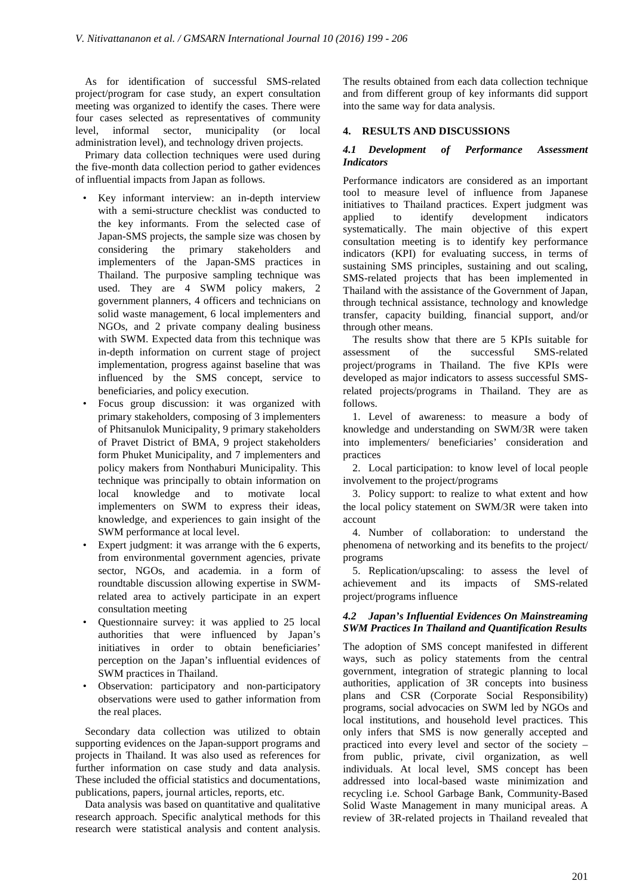As for identification of successful SMS-related project/program for case study, an expert consultation meeting was organized to identify the cases. There were four cases selected as representatives of community level, informal sector, municipality (or local administration level), and technology driven projects.

Primary data collection techniques were used during the five-month data collection period to gather evidences of influential impacts from Japan as follows.

- Key informant interview: an in-depth interview with a semi-structure checklist was conducted to the key informants. From the selected case of Japan-SMS projects, the sample size was chosen by considering the primary stakeholders and implementers of the Japan-SMS practices in Thailand. The purposive sampling technique was used. They are 4 SWM policy makers, 2 government planners, 4 officers and technicians on solid waste management, 6 local implementers and NGOs, and 2 private company dealing business with SWM. Expected data from this technique was in-depth information on current stage of project implementation, progress against baseline that was influenced by the SMS concept, service to beneficiaries, and policy execution.
- Focus group discussion: it was organized with primary stakeholders, composing of 3 implementers of Phitsanulok Municipality, 9 primary stakeholders of Pravet District of BMA, 9 project stakeholders form Phuket Municipality, and 7 implementers and policy makers from Nonthaburi Municipality. This technique was principally to obtain information on local knowledge and to motivate local implementers on SWM to express their ideas, knowledge, and experiences to gain insight of the SWM performance at local level.
- Expert judgment: it was arrange with the 6 experts, from environmental government agencies, private sector, NGOs, and academia. in a form of roundtable discussion allowing expertise in SWM-related area to actively participate in an expert consultation meeting
- Questionnaire survey: it was applied to 25 local authorities that were influenced by Japan's initiatives in order to obtain beneficiaries' perception on the Japan's influential evidences of SWM practices in Thailand.
- Observation: participatory and non-participatory observations were used to gather information from the real places.

Secondary data collection was utilized to obtain supporting evidences on the Japan-support programs and projects in Thailand. It was also used as references for further information on case study and data analysis. These included the official statistics and documentations, publications, papers, journal articles, reports, etc.

Data analysis was based on quantitative and qualitative research approach. Specific analytical methods for this research were statistical analysis and content analysis. The results obtained from each data collection technique and from different group of key informants did support into the same way for data analysis.

## 4. RESULTS AND DISCUSSIONS

### *4.1 Development of Performance Assessment Indicators*

Performance indicators are considered as an important tool to measure level of influence from Japanese initiatives to Thailand practices. Expert judgment was applied to identify development indicators systematically. The main objective of this expert consultation meeting is to identify key performance indicators (KPI) for evaluating success, in terms of sustaining SMS principles, sustaining and out scaling, SMS-related projects that has been implemented in Thailand with the assistance of the Government of Japan, through technical assistance, technology and knowledge transfer, capacity building, financial support, and/or through other means.

The results show that there are 5 KPIs suitable for assessment of the successful SMS-related project/programs in Thailand. The five KPIs were developed as major indicators to assess successful SMS-related projects/programs in Thailand. They are as follows.

1. Level of awareness: to measure a body of knowledge and understanding on SWM/3R were taken into implementers/ beneficiaries' consideration and practices
2. Local participation: to know level of local people involvement to the project/programs
3. Policy support: to realize to what extent and how the local policy statement on SWM/3R were taken into account
4. Number of collaboration: to understand the phenomena of networking and its benefits to the project/ programs
5. Replication/upscaling: to assess the level of achievement and its impacts of SMS-related project/programs influence

### *4.2 Japan's Influential Evidences On Mainstreaming SWM Practices In Thailand and Quantification Results*

The adoption of SMS concept manifested in different ways, such as policy statements from the central government, integration of strategic planning to local authorities, application of 3R concepts into business plans and CSR (Corporate Social Responsibility) programs, social advocacies on SWM led by NGOs and local institutions, and household level practices. This only infers that SMS is now generally accepted and practiced into every level and sector of the society – from public, private, civil organization, as well individuals. At local level, SMS concept has been addressed into local-based waste minimization and recycling i.e. School Garbage Bank, Community-Based Solid Waste Management in many municipal areas. A review of 3R-related projects in Thailand revealed that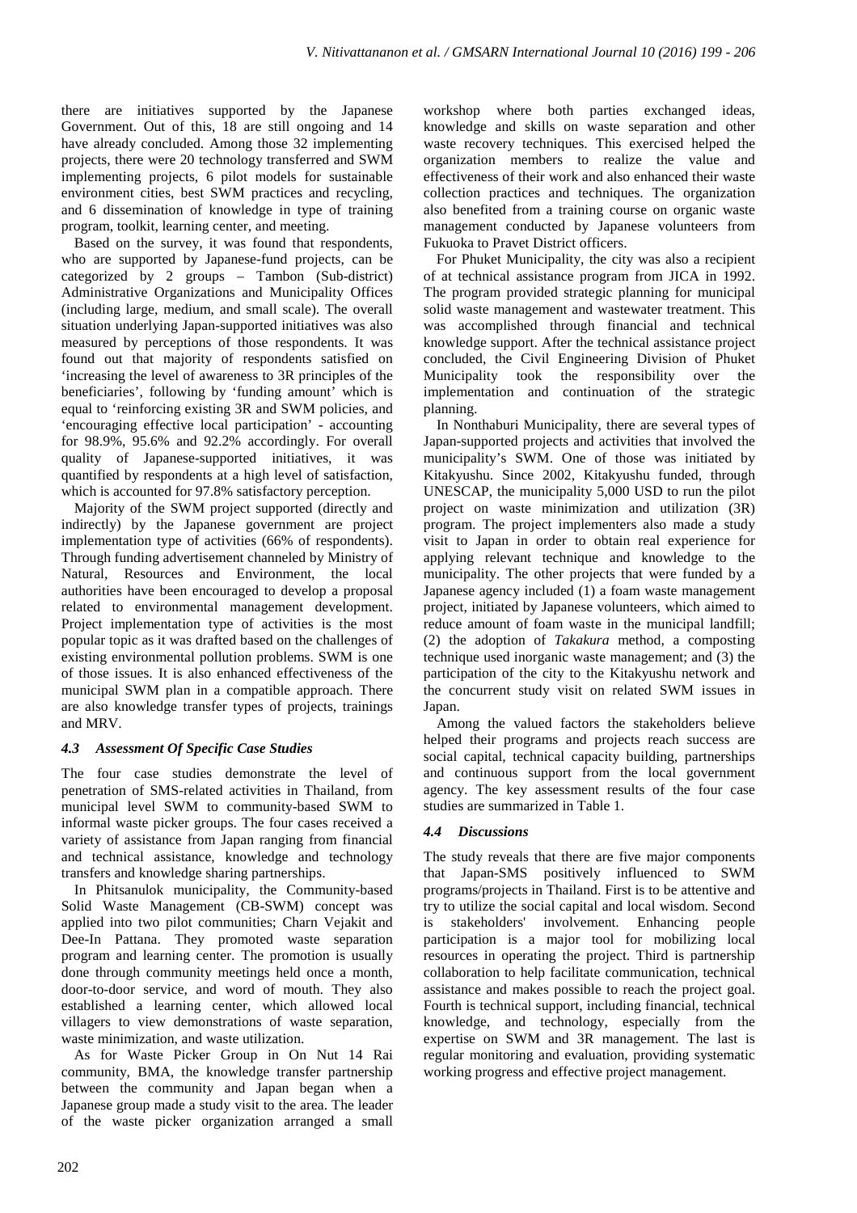there are initiatives supported by the Japanese Government. Out of this, 18 are still ongoing and 14 have already concluded. Among those 32 implementing projects, there were 20 technology transferred and SWM implementing projects, 6 pilot models for sustainable environment cities, best SWM practices and recycling, and 6 dissemination of knowledge in type of training program, toolkit, learning center, and meeting.

Based on the survey, it was found that respondents, who are supported by Japanese-fund projects, can be categorized by 2 groups – Tambon (Sub-district) Administrative Organizations and Municipality Offices (including large, medium, and small scale). The overall situation underlying Japan-supported initiatives was also measured by perceptions of those respondents. It was found out that majority of respondents satisfied on 'increasing the level of awareness to 3R principles of the beneficiaries', following by 'funding amount' which is equal to 'reinforcing existing 3R and SWM policies, and 'encouraging effective local participation' - accounting for 98.9%, 95.6% and 92.2% accordingly. For overall quality of Japanese-supported initiatives, it was quantified by respondents at a high level of satisfaction, which is accounted for 97.8% satisfactory perception.

Majority of the SWM project supported (directly and indirectly) by the Japanese government are project implementation type of activities (66% of respondents). Through funding advertisement channeled by Ministry of Natural, Resources and Environment, the local authorities have been encouraged to develop a proposal related to environmental management development. Project implementation type of activities is the most popular topic as it was drafted based on the challenges of existing environmental pollution problems. SWM is one of those issues. It is also enhanced effectiveness of the municipal SWM plan in a compatible approach. There are also knowledge transfer types of projects, trainings and MRV.

### *4.3 Assessment Of Specific Case Studies*

The four case studies demonstrate the level of penetration of SMS-related activities in Thailand, from municipal level SWM to community-based SWM to informal waste picker groups. The four cases received a variety of assistance from Japan ranging from financial and technical assistance, knowledge and technology transfers and knowledge sharing partnerships.

In Phitsanulok municipality, the Community-based Solid Waste Management (CB-SWM) concept was applied into two pilot communities; Charn Vejakit and Dee-In Pattana. They promoted waste separation program and learning center. The promotion is usually done through community meetings held once a month, door-to-door service, and word of mouth. They also established a learning center, which allowed local villagers to view demonstrations of waste separation, waste minimization, and waste utilization.

As for Waste Picker Group in On Nut 14 Rai community, BMA, the knowledge transfer partnership between the community and Japan began when a Japanese group made a study visit to the area. The leader of the waste picker organization arranged a small workshop where both parties exchanged ideas, knowledge and skills on waste separation and other waste recovery techniques. This exercised helped the organization members to realize the value and effectiveness of their work and also enhanced their waste collection practices and techniques. The organization also benefited from a training course on organic waste management conducted by Japanese volunteers from Fukuoka to Pravet District officers.

For Phuket Municipality, the city was also a recipient of at technical assistance program from JICA in 1992. The program provided strategic planning for municipal solid waste management and wastewater treatment. This was accomplished through financial and technical knowledge support. After the technical assistance project concluded, the Civil Engineering Division of Phuket Municipality took the responsibility over the implementation and continuation of the strategic planning.

In Nonthaburi Municipality, there are several types of Japan-supported projects and activities that involved the municipality's SWM. One of those was initiated by Kitakyushu. Since 2002, Kitakyushu funded, through UNESCAP, the municipality 5,000 USD to run the pilot project on waste minimization and utilization (3R) program. The project implementers also made a study visit to Japan in order to obtain real experience for applying relevant technique and knowledge to the municipality. The other projects that were funded by a Japanese agency included (1) a foam waste management project, initiated by Japanese volunteers, which aimed to reduce amount of foam waste in the municipal landfill; (2) the adoption of *Takakura* method, a composting technique used inorganic waste management; and (3) the participation of the city to the Kitakyushu network and the concurrent study visit on related SWM issues in Japan.

Among the valued factors the stakeholders believe helped their programs and projects reach success are social capital, technical capacity building, partnerships and continuous support from the local government agency. The key assessment results of the four case studies are summarized in Table 1.

### *4.4 Discussions*

The study reveals that there are five major components that Japan-SMS positively influenced to SWM programs/projects in Thailand. First is to be attentive and try to utilize the social capital and local wisdom. Second is stakeholders' involvement. Enhancing people participation is a major tool for mobilizing local resources in operating the project. Third is partnership collaboration to help facilitate communication, technical assistance and makes possible to reach the project goal. Fourth is technical support, including financial, technical knowledge, and technology, especially from the expertise on SWM and 3R management. The last is regular monitoring and evaluation, providing systematic working progress and effective project management.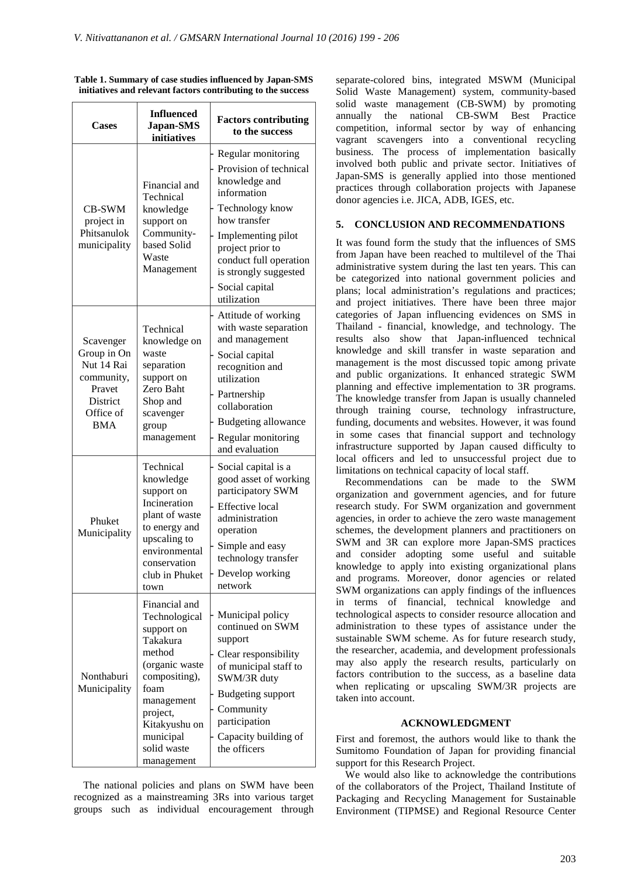**Table 1. Summary of case studies influenced by Japan-SMS initiatives and relevant factors contributing to the success**

| Cases | Influenced Japan-SMS initiatives | Factors contributing to the success |
|---|---|---|
| CB-SWM project in Phitsanulok municipality | Financial and Technical knowledge support on Community-based Solid Waste Management | - Regular monitoring<br>- Provision of technical knowledge and information<br>- Technology know how transfer<br>- Implementing pilot project prior to conduct full operation is strongly suggested<br>- Social capital utilization |
| Scavenger Group in On Nut 14 Rai community, Pravet District Office of BMA | Technical knowledge on waste separation support on Zero Baht Shop and scavenger group management | - Attitude of working with waste separation and management<br>- Social capital recognition and utilization<br>- Partnership collaboration<br>- Budgeting allowance<br>- Regular monitoring and evaluation |
| Phuket Municipality | Technical knowledge support on Incineration plant of waste to energy and upscaling to environmental conservation club in Phuket town | - Social capital is a good asset of working participatory SWM<br>- Effective local administration operation<br>- Simple and easy technology transfer<br>- Develop working network |
| Nonthaburi Municipality | Financial and Technological support on Takakura method (organic waste compositing), foam management project, Kitakyushu on municipal solid waste management | - Municipal policy continued on SWM support<br>- Clear responsibility of municipal staff to SWM/3R duty<br>- Budgeting support<br>- Community participation<br>- Capacity building of the officers |

The national policies and plans on SWM have been recognized as a mainstreaming 3Rs into various target groups such as individual encouragement through separate-colored bins, integrated MSWM (Municipal Solid Waste Management) system, community-based solid waste management (CB-SWM) by promoting annually the national CB-SWM Best Practice competition, informal sector by way of enhancing vagrant scavengers into a conventional recycling business. The process of implementation basically involved both public and private sector. Initiatives of Japan-SMS is generally applied into those mentioned practices through collaboration projects with Japanese donor agencies i.e. JICA, ADB, IGES, etc.

## 5. CONCLUSION AND RECOMMENDATIONS

It was found form the study that the influences of SMS from Japan have been reached to multilevel of the Thai administrative system during the last ten years. This can be categorized into national government policies and plans; local administration's regulations and practices; and project initiatives. There have been three major categories of Japan influencing evidences on SMS in Thailand - financial, knowledge, and technology. The results also show that Japan-influenced technical knowledge and skill transfer in waste separation and management is the most discussed topic among private and public organizations. It enhanced strategic SWM planning and effective implementation to 3R programs. The knowledge transfer from Japan is usually channeled through training course, technology infrastructure, funding, documents and websites. However, it was found in some cases that financial support and technology infrastructure supported by Japan caused difficulty to local officers and led to unsuccessful project due to limitations on technical capacity of local staff.

Recommendations can be made to the SWM organization and government agencies, and for future research study. For SWM organization and government agencies, in order to achieve the zero waste management schemes, the development planners and practitioners on SWM and 3R can explore more Japan-SMS practices and consider adopting some useful and suitable knowledge to apply into existing organizational plans and programs. Moreover, donor agencies or related SWM organizations can apply findings of the influences in terms of financial, technical knowledge and technological aspects to consider resource allocation and administration to these types of assistance under the sustainable SWM scheme. As for future research study, the researcher, academia, and development professionals may also apply the research results, particularly on factors contribution to the success, as a baseline data when replicating or upscaling SWM/3R projects are taken into account.

## ACKNOWLEDGMENT

First and foremost, the authors would like to thank the Sumitomo Foundation of Japan for providing financial support for this Research Project.

We would also like to acknowledge the contributions of the collaborators of the Project, Thailand Institute of Packaging and Recycling Management for Sustainable Environment (TIPMSE) and Regional Resource Center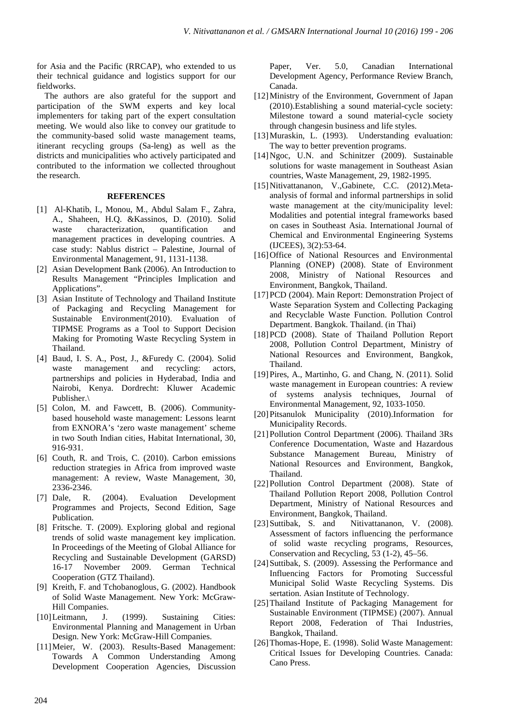for Asia and the Pacific (RRCAP), who extended to us their technical guidance and logistics support for our fieldworks.

The authors are also grateful for the support and participation of the SWM experts and key local implementers for taking part of the expert consultation meeting. We would also like to convey our gratitude to the community-based solid waste management teams, itinerant recycling groups (Sa-leng) as well as the districts and municipalities who actively participated and contributed to the information we collected throughout the research.

## REFERENCES

[1] Al-Khatib, I., Monou, M., Abdul Salam F., Zahra, A., Shaheen, H.Q. &Kassinos, D. (2010). Solid waste characterization, quantification and management practices in developing countries. A case study: Nablus district – Palestine, Journal of Environmental Management, 91, 1131-1138.

[2] Asian Development Bank (2006). An Introduction to Results Management "Principles Implication and Applications".

[3] Asian Institute of Technology and Thailand Institute of Packaging and Recycling Management for Sustainable Environment(2010). Evaluation of TIPMSE Programs as a Tool to Support Decision Making for Promoting Waste Recycling System in Thailand.

[4] Baud, I. S. A., Post, J., &Furedy C. (2004). Solid waste management and recycling: actors, partnerships and policies in Hyderabad, India and Nairobi, Kenya. Dordrecht: Kluwer Academic Publisher.\

[5] Colon, M. and Fawcett, B. (2006). Community-based household waste management: Lessons learnt from EXNORA's 'zero waste management' scheme in two South Indian cities, Habitat International, 30, 916-931.

[6] Couth, R. and Trois, C. (2010). Carbon emissions reduction strategies in Africa from improved waste management: A review, Waste Management, 30, 2336-2346.

[7] Dale, R. (2004). Evaluation Development Programmes and Projects, Second Edition, Sage Publication.

[8] Fritsche. T. (2009). Exploring global and regional trends of solid waste management key implication. In Proceedings of the Meeting of Global Alliance for Recycling and Sustainable Development (GARSD) 16-17 November 2009. German Technical Cooperation (GTZ Thailand).

[9] Kreith, F. and Tchobanoglous, G. (2002). Handbook of Solid Waste Management. New York: McGraw-Hill Companies.

[10] Leitmann, J. (1999). Sustaining Cities: Environmental Planning and Management in Urban Design. New York: McGraw-Hill Companies.

[11] Meier, W. (2003). Results-Based Management: Towards A Common Understanding Among Development Cooperation Agencies, Discussion Paper, Ver. 5.0, Canadian International Development Agency, Performance Review Branch, Canada.

[12] Ministry of the Environment, Government of Japan (2010).Establishing a sound material-cycle society: Milestone toward a sound material-cycle society through changesin business and life styles.

[13] Muraskin, L. (1993). Understanding evaluation: The way to better prevention programs.

[14] Ngoc, U.N. and Schinitzer (2009). Sustainable solutions for waste management in Southeast Asian countries, Waste Management, 29, 1982-1995.

[15] Nitivattananon, V.,Gabinete, C.C. (2012).Meta-analysis of formal and informal partnerships in solid waste management at the city/municipality level: Modalities and potential integral frameworks based on cases in Southeast Asia. International Journal of Chemical and Environmental Engineering Systems (IJCEES), 3(2):53-64.

[16] Office of National Resources and Environmental Planning (ONEP) (2008). State of Environment 2008, Ministry of National Resources and Environment, Bangkok, Thailand.

[17] PCD (2004). Main Report: Demonstration Project of Waste Separation System and Collecting Packaging and Recyclable Waste Function. Pollution Control Department. Bangkok. Thailand. (in Thai)

[18] PCD (2008). State of Thailand Pollution Report 2008, Pollution Control Department, Ministry of National Resources and Environment, Bangkok, Thailand.

[19] Pires, A., Martinho, G. and Chang, N. (2011). Solid waste management in European countries: A review of systems analysis techniques, Journal of Environmental Management, 92, 1033-1050.

[20] Pitsanulok Municipality (2010).Information for Municipality Records.

[21] Pollution Control Department (2006). Thailand 3Rs Conference Documentation, Waste and Hazardous Substance Management Bureau, Ministry of National Resources and Environment, Bangkok, Thailand.

[22] Pollution Control Department (2008). State of Thailand Pollution Report 2008, Pollution Control Department, Ministry of National Resources and Environment, Bangkok, Thailand.

[23] Suttibak, S. and Nitivattananon, V. (2008). Assessment of factors influencing the performance of solid waste recycling programs, Resources, Conservation and Recycling, 53 (1-2), 45–56.

[24] Suttibak, S. (2009). Assessing the Performance and Influencing Factors for Promoting Successful Municipal Solid Waste Recycling Systems. Dis sertation. Asian Institute of Technology.

[25] Thailand Institute of Packaging Management for Sustainable Environment (TIPMSE) (2007). Annual Report 2008, Federation of Thai Industries, Bangkok, Thailand.

[26] Thomas-Hope, E. (1998). Solid Waste Management: Critical Issues for Developing Countries. Canada: Cano Press.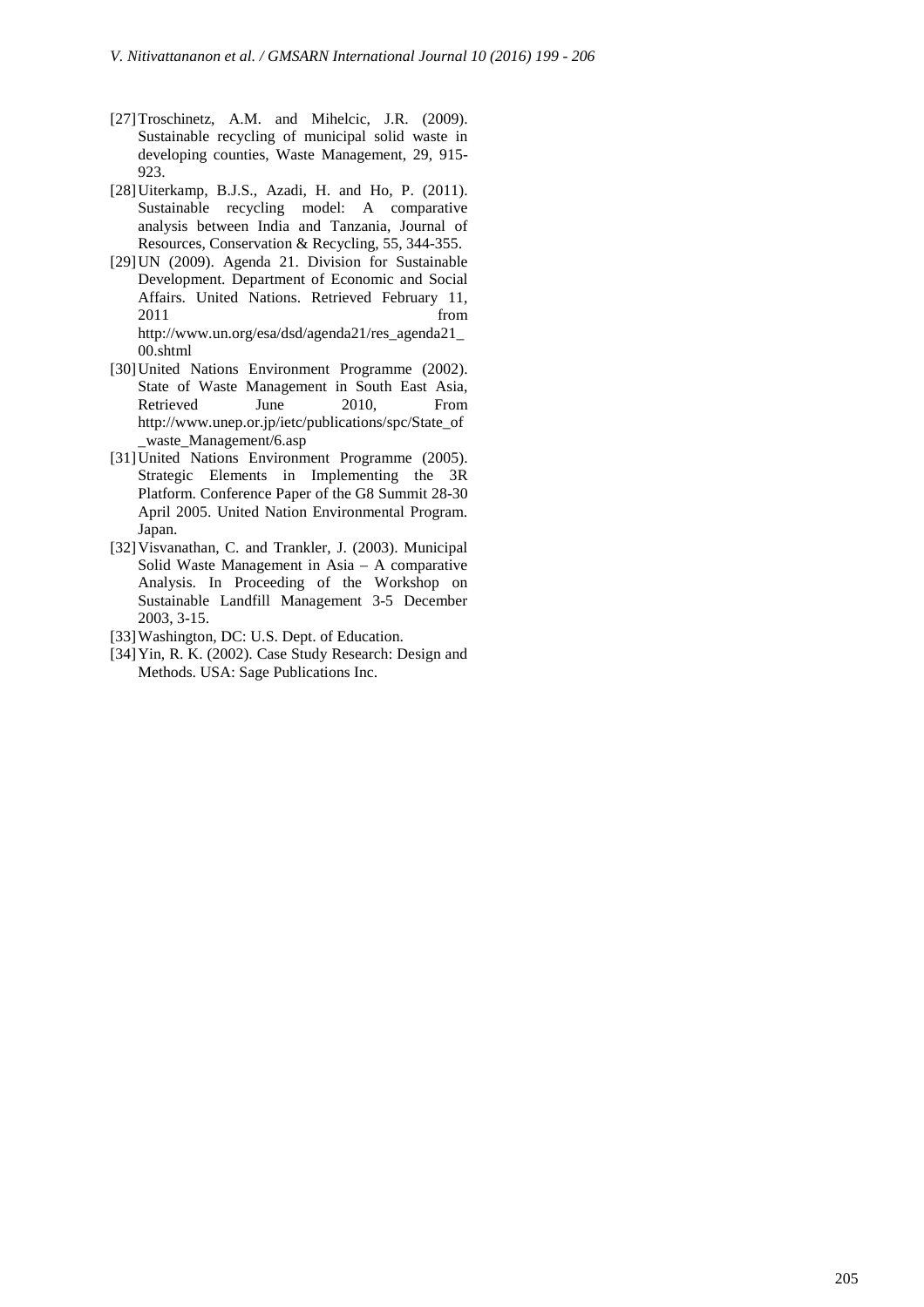[27] Troschinetz, A.M. and Mihelcic, J.R. (2009). Sustainable recycling of municipal solid waste in developing counties, Waste Management, 29, 915-923.

[28] Uiterkamp, B.J.S., Azadi, H. and Ho, P. (2011). Sustainable recycling model: A comparative analysis between India and Tanzania, Journal of Resources, Conservation & Recycling, 55, 344-355.

[29] UN (2009). Agenda 21. Division for Sustainable Development. Department of Economic and Social Affairs. United Nations. Retrieved February 11, 2011 from http://www.un.org/esa/dsd/agenda21/res_agenda21_00.shtml

[30] United Nations Environment Programme (2002). State of Waste Management in South East Asia, Retrieved June 2010, From http://www.unep.or.jp/ietc/publications/spc/State_of_waste_Management/6.asp

[31] United Nations Environment Programme (2005). Strategic Elements in Implementing the 3R Platform. Conference Paper of the G8 Summit 28-30 April 2005. United Nation Environmental Program. Japan.

[32] Visvanathan, C. and Trankler, J. (2003). Municipal Solid Waste Management in Asia – A comparative Analysis. In Proceeding of the Workshop on Sustainable Landfill Management 3-5 December 2003, 3-15.

[33] Washington, DC: U.S. Dept. of Education.

[34] Yin, R. K. (2002). Case Study Research: Design and Methods. USA: Sage Publications Inc.